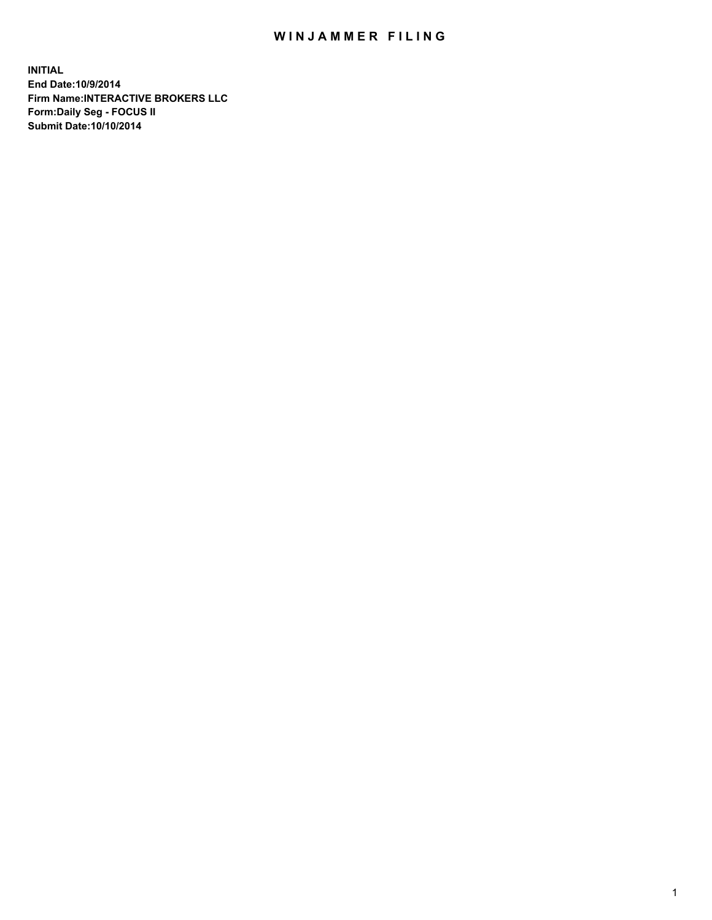# WINJAMMER FILING

**INITIAL**
**End Date:10/9/2014**
**Firm Name:INTERACTIVE BROKERS LLC**
**Form:Daily Seg - FOCUS II**
**Submit Date:10/10/2014**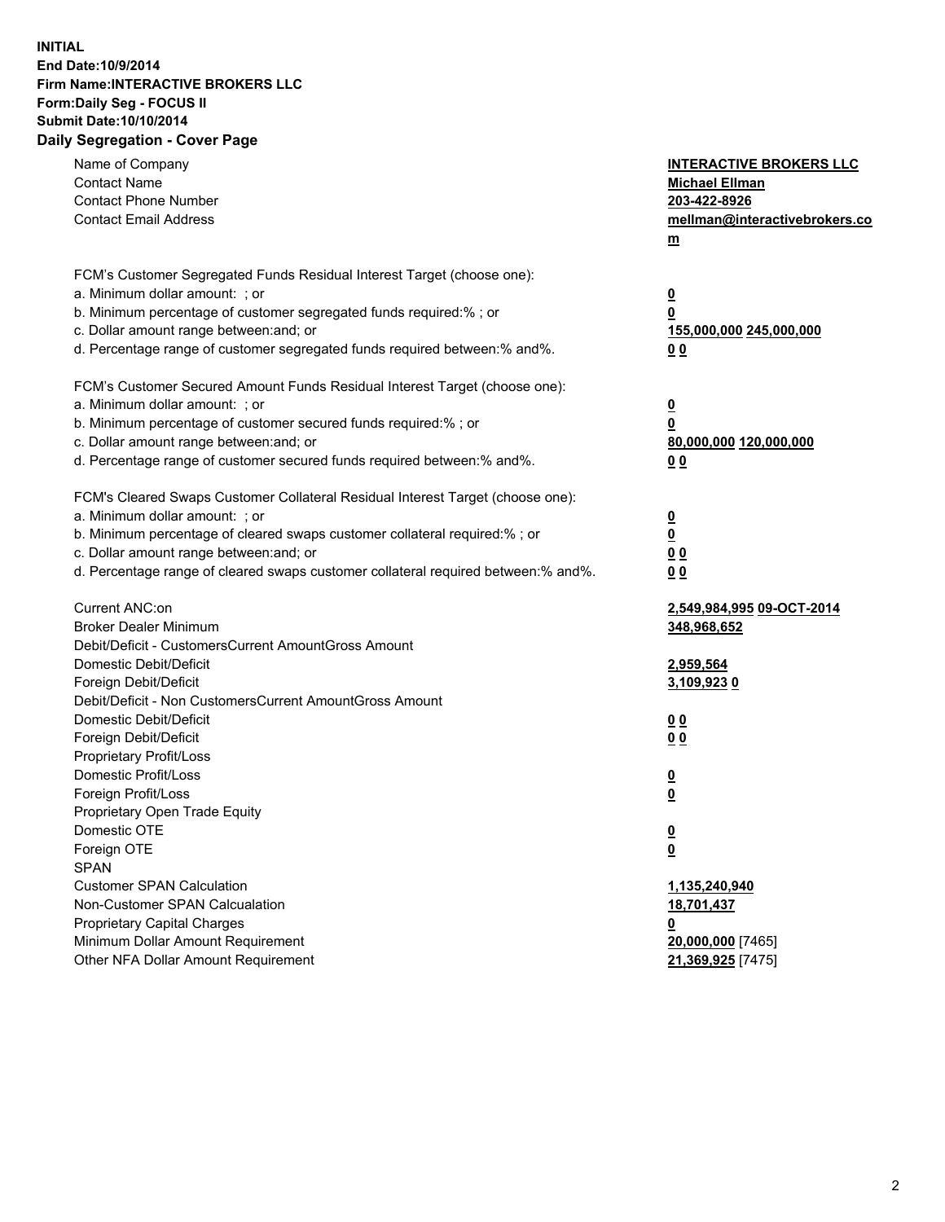**INITIAL**
**End Date:10/9/2014**
**Firm Name:INTERACTIVE BROKERS LLC**
**Form:Daily Seg - FOCUS II**
**Submit Date:10/10/2014**

## Daily Segregation - Cover Page

| | |
|---|---|
| Name of Company | **INTERACTIVE BROKERS LLC** |
| Contact Name | **Michael Ellman** |
| Contact Phone Number | **203-422-8926** |
| Contact Email Address | **mellman@interactivebrokers.com** |
| FCM's Customer Segregated Funds Residual Interest Target (choose one): | |
| a. Minimum dollar amount: ; or | **0** |
| b. Minimum percentage of customer segregated funds required:% ; or | **0** |
| c. Dollar amount range between:and; or | **155,000,000 245,000,000** |
| d. Percentage range of customer segregated funds required between:% and%. | **0 0** |
| FCM's Customer Secured Amount Funds Residual Interest Target (choose one): | |
| a. Minimum dollar amount: ; or | **0** |
| b. Minimum percentage of customer secured funds required:% ; or | **0** |
| c. Dollar amount range between:and; or | **80,000,000 120,000,000** |
| d. Percentage range of customer secured funds required between:% and%. | **0 0** |
| FCM's Cleared Swaps Customer Collateral Residual Interest Target (choose one): | |
| a. Minimum dollar amount: ; or | **0** |
| b. Minimum percentage of cleared swaps customer collateral required:% ; or | **0** |
| c. Dollar amount range between:and; or | **0 0** |
| d. Percentage range of cleared swaps customer collateral required between:% and%. | **0 0** |
| Current ANC:on | **2,549,984,995 09-OCT-2014** |
| Broker Dealer Minimum | **348,968,652** |
| Debit/Deficit - CustomersCurrent AmountGross Amount | |
| Domestic Debit/Deficit | **2,959,564** |
| Foreign Debit/Deficit | **3,109,923 0** |
| Debit/Deficit - Non CustomersCurrent AmountGross Amount | |
| Domestic Debit/Deficit | **0 0** |
| Foreign Debit/Deficit | **0 0** |
| Proprietary Profit/Loss | |
| Domestic Profit/Loss | **0** |
| Foreign Profit/Loss | **0** |
| Proprietary Open Trade Equity | |
| Domestic OTE | **0** |
| Foreign OTE | **0** |
| SPAN | |
| Customer SPAN Calculation | **1,135,240,940** |
| Non-Customer SPAN Calcualation | **18,701,437** |
| Proprietary Capital Charges | **0** |
| Minimum Dollar Amount Requirement | **20,000,000** [7465] |
| Other NFA Dollar Amount Requirement | **21,369,925** [7475] |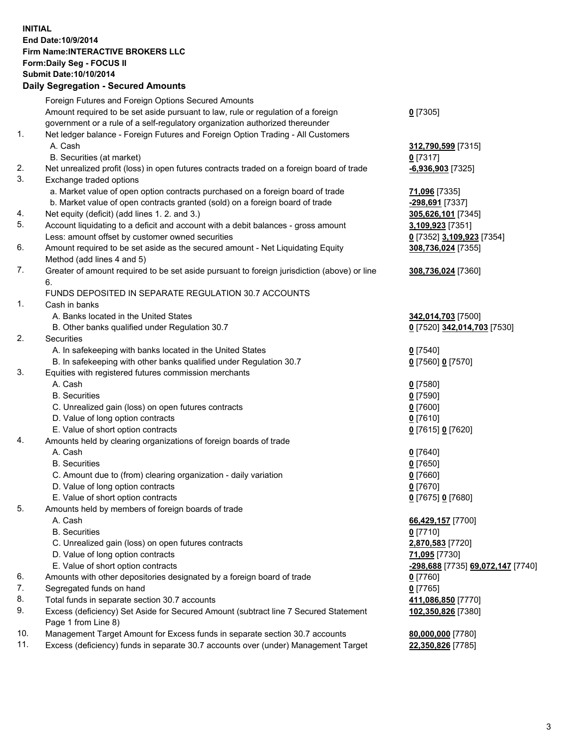**INITIAL**
**End Date:10/9/2014**
**Firm Name:INTERACTIVE BROKERS LLC**
**Form:Daily Seg - FOCUS II**
**Submit Date:10/10/2014**

## Daily Segregation - Secured Amounts

| | | |
|---|---|---|
| | Foreign Futures and Foreign Options Secured Amounts | |
| | Amount required to be set aside pursuant to law, rule or regulation of a foreign government or a rule of a self-regulatory organization authorized thereunder | **0** [7305] |
| 1. | Net ledger balance - Foreign Futures and Foreign Option Trading - All Customers | |
| | A. Cash | **312,790,599** [7315] |
| | B. Securities (at market) | **0** [7317] |
| 2. | Net unrealized profit (loss) in open futures contracts traded on a foreign board of trade | **-6,936,903** [7325] |
| 3. | Exchange traded options | |
| | a. Market value of open option contracts purchased on a foreign board of trade | **71,096** [7335] |
| | b. Market value of open contracts granted (sold) on a foreign board of trade | **-298,691** [7337] |
| 4. | Net equity (deficit) (add lines 1. 2. and 3.) | **305,626,101** [7345] |
| 5. | Account liquidating to a deficit and account with a debit balances - gross amount | **3,109,923** [7351] |
| | Less: amount offset by customer owned securities | **0** [7352] **3,109,923** [7354] |
| 6. | Amount required to be set aside as the secured amount - Net Liquidating Equity Method (add lines 4 and 5) | **308,736,024** [7355] |
| 7. | Greater of amount required to be set aside pursuant to foreign jurisdiction (above) or line 6. | **308,736,024** [7360] |
| | FUNDS DEPOSITED IN SEPARATE REGULATION 30.7 ACCOUNTS | |
| 1. | Cash in banks | |
| | A. Banks located in the United States | **342,014,703** [7500] |
| | B. Other banks qualified under Regulation 30.7 | **0** [7520] **342,014,703** [7530] |
| 2. | Securities | |
| | A. In safekeeping with banks located in the United States | **0** [7540] |
| | B. In safekeeping with other banks qualified under Regulation 30.7 | **0** [7560] **0** [7570] |
| 3. | Equities with registered futures commission merchants | |
| | A. Cash | **0** [7580] |
| | B. Securities | **0** [7590] |
| | C. Unrealized gain (loss) on open futures contracts | **0** [7600] |
| | D. Value of long option contracts | **0** [7610] |
| | E. Value of short option contracts | **0** [7615] **0** [7620] |
| 4. | Amounts held by clearing organizations of foreign boards of trade | |
| | A. Cash | **0** [7640] |
| | B. Securities | **0** [7650] |
| | C. Amount due to (from) clearing organization - daily variation | **0** [7660] |
| | D. Value of long option contracts | **0** [7670] |
| | E. Value of short option contracts | **0** [7675] **0** [7680] |
| 5. | Amounts held by members of foreign boards of trade | |
| | A. Cash | **66,429,157** [7700] |
| | B. Securities | **0** [7710] |
| | C. Unrealized gain (loss) on open futures contracts | **2,870,583** [7720] |
| | D. Value of long option contracts | **71,095** [7730] |
| | E. Value of short option contracts | **-298,688** [7735] **69,072,147** [7740] |
| 6. | Amounts with other depositories designated by a foreign board of trade | **0** [7760] |
| 7. | Segregated funds on hand | **0** [7765] |
| 8. | Total funds in separate section 30.7 accounts | **411,086,850** [7770] |
| 9. | Excess (deficiency) Set Aside for Secured Amount (subtract line 7 Secured Statement Page 1 from Line 8) | **102,350,826** [7380] |
| 10. | Management Target Amount for Excess funds in separate section 30.7 accounts | **80,000,000** [7780] |
| 11. | Excess (deficiency) funds in separate 30.7 accounts over (under) Management Target | **22,350,826** [7785] |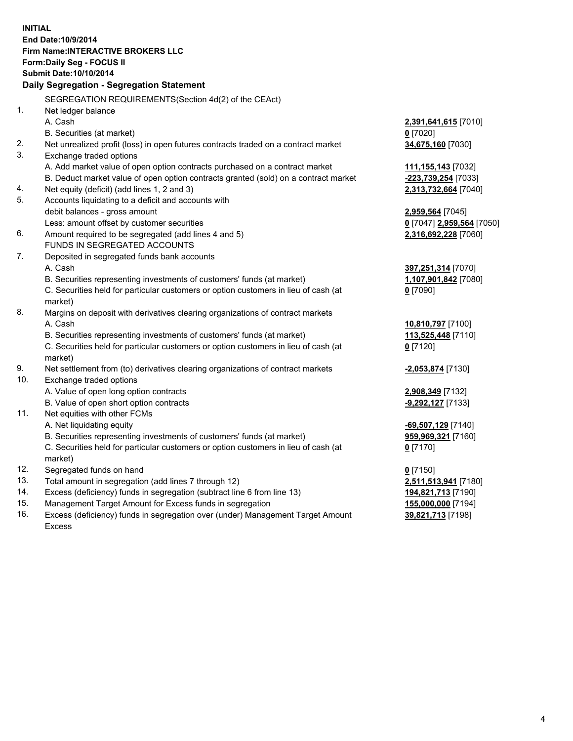**INITIAL**
**End Date:10/9/2014**
**Firm Name:INTERACTIVE BROKERS LLC**
**Form:Daily Seg - FOCUS II**
**Submit Date:10/10/2014**

### Daily Segregation - Segregation Statement

SEGREGATION REQUIREMENTS(Section 4d(2) of the CEAct)

| | | |
|---|---|---|
| 1. | Net ledger balance | |
| | A. Cash | **2,391,641,615** [7010] |
| | B. Securities (at market) | **0** [7020] |
| 2. | Net unrealized profit (loss) in open futures contracts traded on a contract market | **34,675,160** [7030] |
| 3. | Exchange traded options | |
| | A. Add market value of open option contracts purchased on a contract market | **111,155,143** [7032] |
| | B. Deduct market value of open option contracts granted (sold) on a contract market | **-223,739,254** [7033] |
| 4. | Net equity (deficit) (add lines 1, 2 and 3) | **2,313,732,664** [7040] |
| 5. | Accounts liquidating to a deficit and accounts with debit balances - gross amount | **2,959,564** [7045] |
| | Less: amount offset by customer securities | **0** [7047] **2,959,564** [7050] |
| 6. | Amount required to be segregated (add lines 4 and 5) | **2,316,692,228** [7060] |
| | FUNDS IN SEGREGATED ACCOUNTS | |
| 7. | Deposited in segregated funds bank accounts | |
| | A. Cash | **397,251,314** [7070] |
| | B. Securities representing investments of customers' funds (at market) | **1,107,901,842** [7080] |
| | C. Securities held for particular customers or option customers in lieu of cash (at market) | **0** [7090] |
| 8. | Margins on deposit with derivatives clearing organizations of contract markets | |
| | A. Cash | **10,810,797** [7100] |
| | B. Securities representing investments of customers' funds (at market) | **113,525,448** [7110] |
| | C. Securities held for particular customers or option customers in lieu of cash (at market) | **0** [7120] |
| 9. | Net settlement from (to) derivatives clearing organizations of contract markets | **-2,053,874** [7130] |
| 10. | Exchange traded options | |
| | A. Value of open long option contracts | **2,908,349** [7132] |
| | B. Value of open short option contracts | **-9,292,127** [7133] |
| 11. | Net equities with other FCMs | |
| | A. Net liquidating equity | **-69,507,129** [7140] |
| | B. Securities representing investments of customers' funds (at market) | **959,969,321** [7160] |
| | C. Securities held for particular customers or option customers in lieu of cash (at market) | **0** [7170] |
| 12. | Segregated funds on hand | **0** [7150] |
| 13. | Total amount in segregation (add lines 7 through 12) | **2,511,513,941** [7180] |
| 14. | Excess (deficiency) funds in segregation (subtract line 6 from line 13) | **194,821,713** [7190] |
| 15. | Management Target Amount for Excess funds in segregation | **155,000,000** [7194] |
| 16. | Excess (deficiency) funds in segregation over (under) Management Target Amount Excess | **39,821,713** [7198] |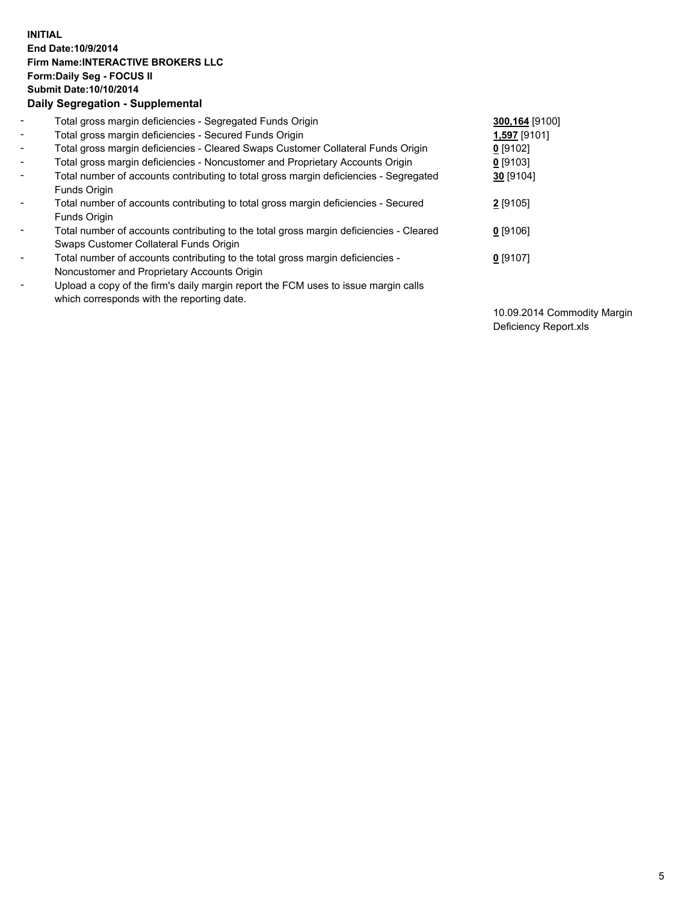**INITIAL**
**End Date:10/9/2014**
**Firm Name:INTERACTIVE BROKERS LLC**
**Form:Daily Seg - FOCUS II**
**Submit Date:10/10/2014**
**Daily Segregation - Supplemental**

| | | |
|---|---|---|
| - | Total gross margin deficiencies - Segregated Funds Origin | **300,164** [9100] |
| - | Total gross margin deficiencies - Secured Funds Origin | **1,597** [9101] |
| - | Total gross margin deficiencies - Cleared Swaps Customer Collateral Funds Origin | **0** [9102] |
| - | Total gross margin deficiencies - Noncustomer and Proprietary Accounts Origin | **0** [9103] |
| - | Total number of accounts contributing to total gross margin deficiencies - Segregated Funds Origin | **30** [9104] |
| - | Total number of accounts contributing to total gross margin deficiencies - Secured Funds Origin | **2** [9105] |
| - | Total number of accounts contributing to the total gross margin deficiencies - Cleared Swaps Customer Collateral Funds Origin | **0** [9106] |
| - | Total number of accounts contributing to the total gross margin deficiencies - Noncustomer and Proprietary Accounts Origin | **0** [9107] |
| - | Upload a copy of the firm's daily margin report the FCM uses to issue margin calls which corresponds with the reporting date. | 10.09.2014 Commodity Margin Deficiency Report.xls |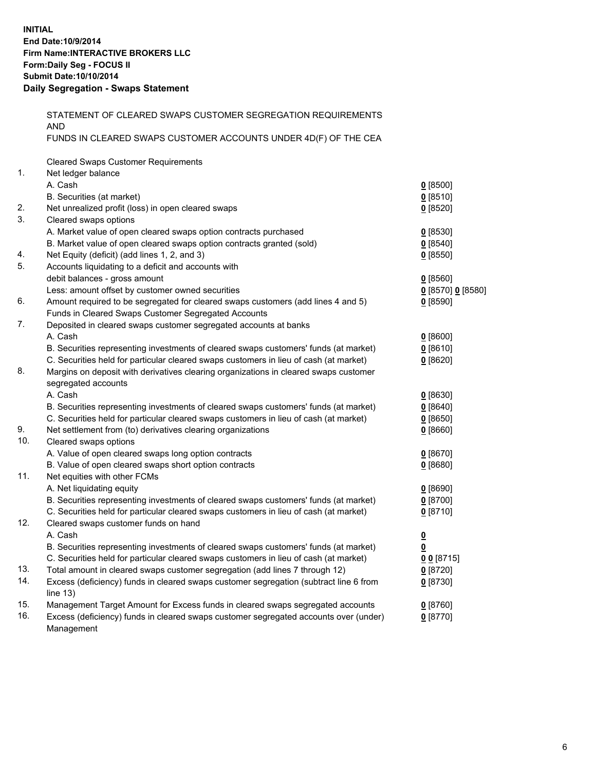**INITIAL**
**End Date:10/9/2014**
**Firm Name:INTERACTIVE BROKERS LLC**
**Form:Daily Seg - FOCUS II**
**Submit Date:10/10/2014**
**Daily Segregation - Swaps Statement**

STATEMENT OF CLEARED SWAPS CUSTOMER SEGREGATION REQUIREMENTS AND FUNDS IN CLEARED SWAPS CUSTOMER ACCOUNTS UNDER 4D(F) OF THE CEA

| | | |
|---|---|---|
| | Cleared Swaps Customer Requirements | |
| 1. | Net ledger balance | |
| | A. Cash | 0 [8500] |
| | B. Securities (at market) | 0 [8510] |
| 2. | Net unrealized profit (loss) in open cleared swaps | 0 [8520] |
| 3. | Cleared swaps options | |
| | A. Market value of open cleared swaps option contracts purchased | 0 [8530] |
| | B. Market value of open cleared swaps option contracts granted (sold) | 0 [8540] |
| 4. | Net Equity (deficit) (add lines 1, 2, and 3) | 0 [8550] |
| 5. | Accounts liquidating to a deficit and accounts with debit balances - gross amount | 0 [8560] |
| | Less: amount offset by customer owned securities | 0 [8570] 0 [8580] |
| 6. | Amount required to be segregated for cleared swaps customers (add lines 4 and 5) | 0 [8590] |
| | Funds in Cleared Swaps Customer Segregated Accounts | |
| 7. | Deposited in cleared swaps customer segregated accounts at banks | |
| | A. Cash | 0 [8600] |
| | B. Securities representing investments of cleared swaps customers' funds (at market) | 0 [8610] |
| | C. Securities held for particular cleared swaps customers in lieu of cash (at market) | 0 [8620] |
| 8. | Margins on deposit with derivatives clearing organizations in cleared swaps customer segregated accounts | |
| | A. Cash | 0 [8630] |
| | B. Securities representing investments of cleared swaps customers' funds (at market) | 0 [8640] |
| | C. Securities held for particular cleared swaps customers in lieu of cash (at market) | 0 [8650] |
| 9. | Net settlement from (to) derivatives clearing organizations | 0 [8660] |
| 10. | Cleared swaps options | |
| | A. Value of open cleared swaps long option contracts | 0 [8670] |
| | B. Value of open cleared swaps short option contracts | 0 [8680] |
| 11. | Net equities with other FCMs | |
| | A. Net liquidating equity | 0 [8690] |
| | B. Securities representing investments of cleared swaps customers' funds (at market) | 0 [8700] |
| | C. Securities held for particular cleared swaps customers in lieu of cash (at market) | 0 [8710] |
| 12. | Cleared swaps customer funds on hand | |
| | A. Cash | 0 |
| | B. Securities representing investments of cleared swaps customers' funds (at market) | 0 |
| | C. Securities held for particular cleared swaps customers in lieu of cash (at market) | 0 0 [8715] |
| 13. | Total amount in cleared swaps customer segregation (add lines 7 through 12) | 0 [8720] |
| 14. | Excess (deficiency) funds in cleared swaps customer segregation (subtract line 6 from line 13) | 0 [8730] |
| 15. | Management Target Amount for Excess funds in cleared swaps segregated accounts | 0 [8760] |
| 16. | Excess (deficiency) funds in cleared swaps customer segregated accounts over (under) Management | 0 [8770] |